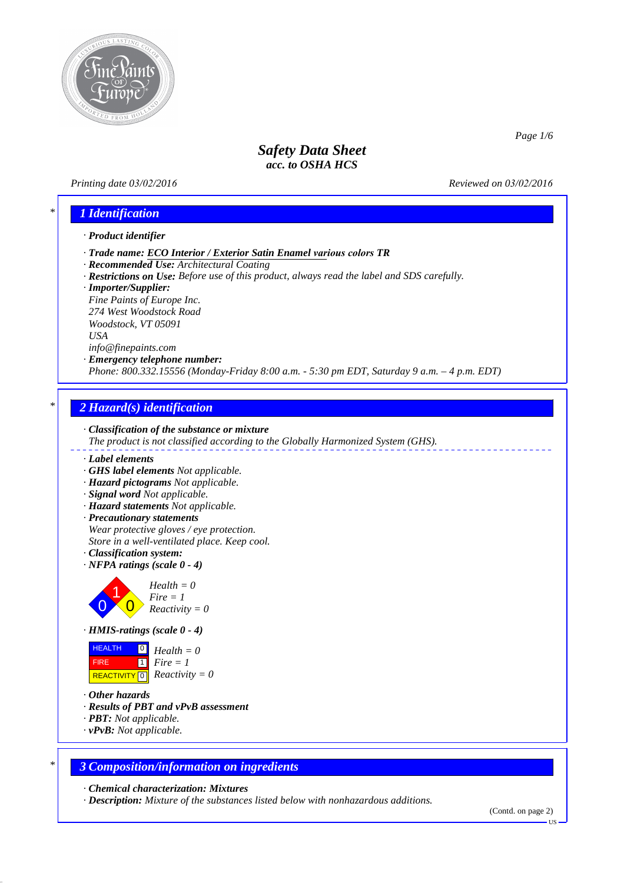# Safety Data Sheet
## acc. to OSHA HCS

*Printing date 03/02/2016* | *Reviewed on 03/02/2016*

## 1 Identification

· **Product identifier**

· **Trade name: ECO Interior / Exterior Satin Enamel various colors TR**
· **Recommended Use:** Architectural Coating
· **Restrictions on Use:** Before use of this product, always read the label and SDS carefully.
· **Importer/Supplier:**
Fine Paints of Europe Inc.
274 West Woodstock Road
Woodstock, VT 05091
USA
info@finepaints.com
· **Emergency telephone number:**
Phone: 800.332.15556 (Monday-Friday 8:00 a.m. - 5:30 pm EDT, Saturday 9 a.m. – 4 p.m. EDT)

## 2 Hazard(s) identification

· **Classification of the substance or mixture**
The product is not classified according to the Globally Harmonized System (GHS).

· **Label elements**
· **GHS label elements** Not applicable.
· **Hazard pictograms** Not applicable.
· **Signal word** Not applicable.
· **Hazard statements** Not applicable.
· **Precautionary statements**
Wear protective gloves / eye protection.
Store in a well-ventilated place. Keep cool.
· **Classification system:**
· **NFPA ratings (scale 0 - 4)**

Health = 0
Fire = 1
Reactivity = 0

· **HMIS-ratings (scale 0 - 4)**

| | | |
|---|---|---|
| HEALTH | 0 | Health = 0 |
| FIRE | 1 | Fire = 1 |
| REACTIVITY | 0 | Reactivity = 0 |

· **Other hazards**
· **Results of PBT and vPvB assessment**
· **PBT:** Not applicable.
· **vPvB:** Not applicable.

## 3 Composition/information on ingredients

· **Chemical characterization: Mixtures**
· **Description:** Mixture of the substances listed below with nonhazardous additions.

(Contd. on page 2)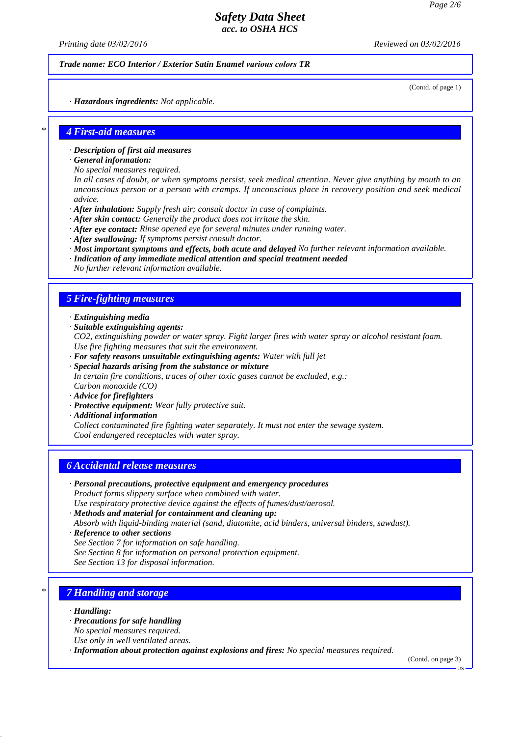*Trade name:* ***ECO Interior / Exterior Satin Enamel various colors TR***

(Contd. of page 1)

· ***Hazardous ingredients:*** *Not applicable.*

## 4 First-aid measures

· ***Description of first aid measures***
· ***General information:***
*No special measures required.*
*In all cases of doubt, or when symptoms persist, seek medical attention. Never give anything by mouth to an unconscious person or a person with cramps. If unconscious place in recovery position and seek medical advice.*
· ***After inhalation:*** *Supply fresh air; consult doctor in case of complaints.*
· ***After skin contact:*** *Generally the product does not irritate the skin.*
· ***After eye contact:*** *Rinse opened eye for several minutes under running water.*
· ***After swallowing:*** *If symptoms persist consult doctor.*
· ***Most important symptoms and effects, both acute and delayed*** *No further relevant information available.*
· ***Indication of any immediate medical attention and special treatment needed***
*No further relevant information available.*

## 5 Fire-fighting measures

· ***Extinguishing media***
· ***Suitable extinguishing agents:***
*CO2, extinguishing powder or water spray. Fight larger fires with water spray or alcohol resistant foam.*
*Use fire fighting measures that suit the environment.*
· ***For safety reasons unsuitable extinguishing agents:*** *Water with full jet*
· ***Special hazards arising from the substance or mixture***
*In certain fire conditions, traces of other toxic gases cannot be excluded, e.g.:*
*Carbon monoxide (CO)*
· ***Advice for firefighters***
· ***Protective equipment:*** *Wear fully protective suit.*
· ***Additional information***
*Collect contaminated fire fighting water separately. It must not enter the sewage system.*
*Cool endangered receptacles with water spray.*

## 6 Accidental release measures

· ***Personal precautions, protective equipment and emergency procedures***
*Product forms slippery surface when combined with water.*
*Use respiratory protective device against the effects of fumes/dust/aerosol.*
· ***Methods and material for containment and cleaning up:***
*Absorb with liquid-binding material (sand, diatomite, acid binders, universal binders, sawdust).*
· ***Reference to other sections***
*See Section 7 for information on safe handling.*
*See Section 8 for information on personal protection equipment.*
*See Section 13 for disposal information.*

## 7 Handling and storage

· ***Handling:***
· ***Precautions for safe handling***
*No special measures required.*
*Use only in well ventilated areas.*
· ***Information about protection against explosions and fires:*** *No special measures required.*

(Contd. on page 3)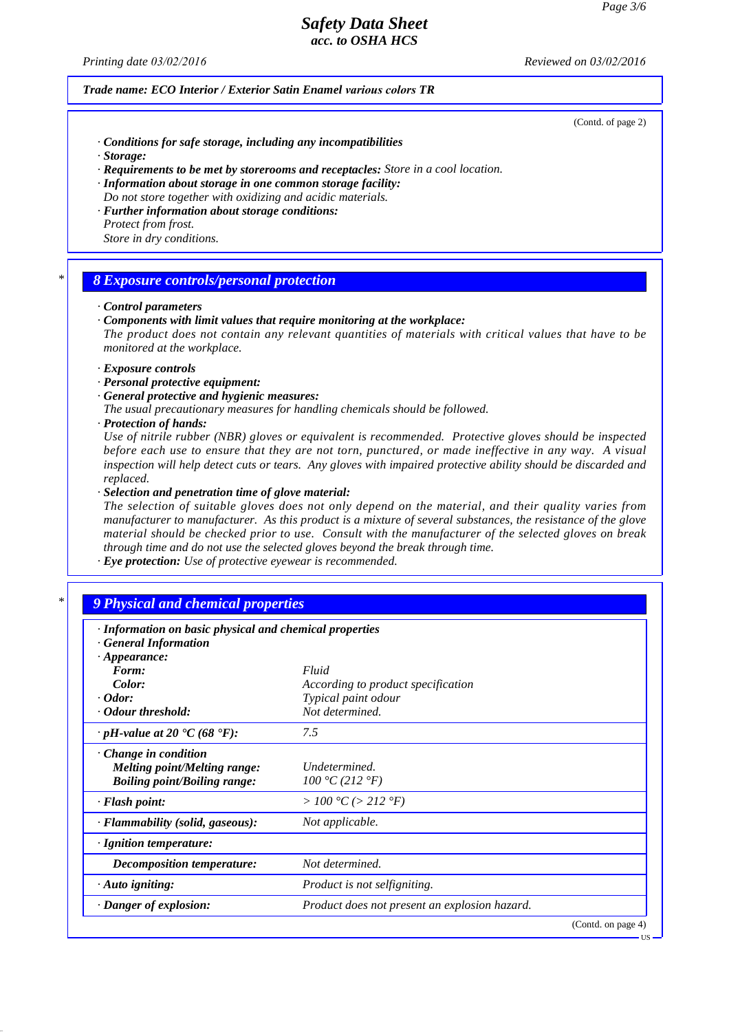Trade name: ECO Interior / Exterior Satin Enamel various colors TR

(Contd. of page 2)

· **Conditions for safe storage, including any incompatibilities**
· **Storage:**
· **Requirements to be met by storerooms and receptacles:** Store in a cool location.
· **Information about storage in one common storage facility:**
Do not store together with oxidizing and acidic materials.
· **Further information about storage conditions:**
Protect from frost.
Store in dry conditions.

## 8 Exposure controls/personal protection

· **Control parameters**
· **Components with limit values that require monitoring at the workplace:**
The product does not contain any relevant quantities of materials with critical values that have to be monitored at the workplace.

· **Exposure controls**
· **Personal protective equipment:**
· **General protective and hygienic measures:**
The usual precautionary measures for handling chemicals should be followed.
· **Protection of hands:**
Use of nitrile rubber (NBR) gloves or equivalent is recommended. Protective gloves should be inspected before each use to ensure that they are not torn, punctured, or made ineffective in any way. A visual inspection will help detect cuts or tears. Any gloves with impaired protective ability should be discarded and replaced.
· **Selection and penetration time of glove material:**
The selection of suitable gloves does not only depend on the material, and their quality varies from manufacturer to manufacturer. As this product is a mixture of several substances, the resistance of the glove material should be checked prior to use. Consult with the manufacturer of the selected gloves on break through time and do not use the selected gloves beyond the break through time.
· **Eye protection:** Use of protective eyewear is recommended.

## 9 Physical and chemical properties

| · Information on basic physical and chemical properties | |
|---|---|
| · **General Information** | |
| · **Appearance:** | |
| **Form:** | Fluid |
| **Color:** | According to product specification |
| · **Odor:** | Typical paint odour |
| · **Odour threshold:** | Not determined. |
| · **pH-value at 20 °C (68 °F):** | 7.5 |
| · **Change in condition** | |
| **Melting point/Melting range:** | Undetermined. |
| **Boiling point/Boiling range:** | 100 °C (212 °F) |
| · **Flash point:** | > 100 °C (> 212 °F) |
| · **Flammability (solid, gaseous):** | Not applicable. |
| · **Ignition temperature:** | |
| **Decomposition temperature:** | Not determined. |
| · **Auto igniting:** | Product is not selfigniting. |
| · **Danger of explosion:** | Product does not present an explosion hazard. |

(Contd. on page 4)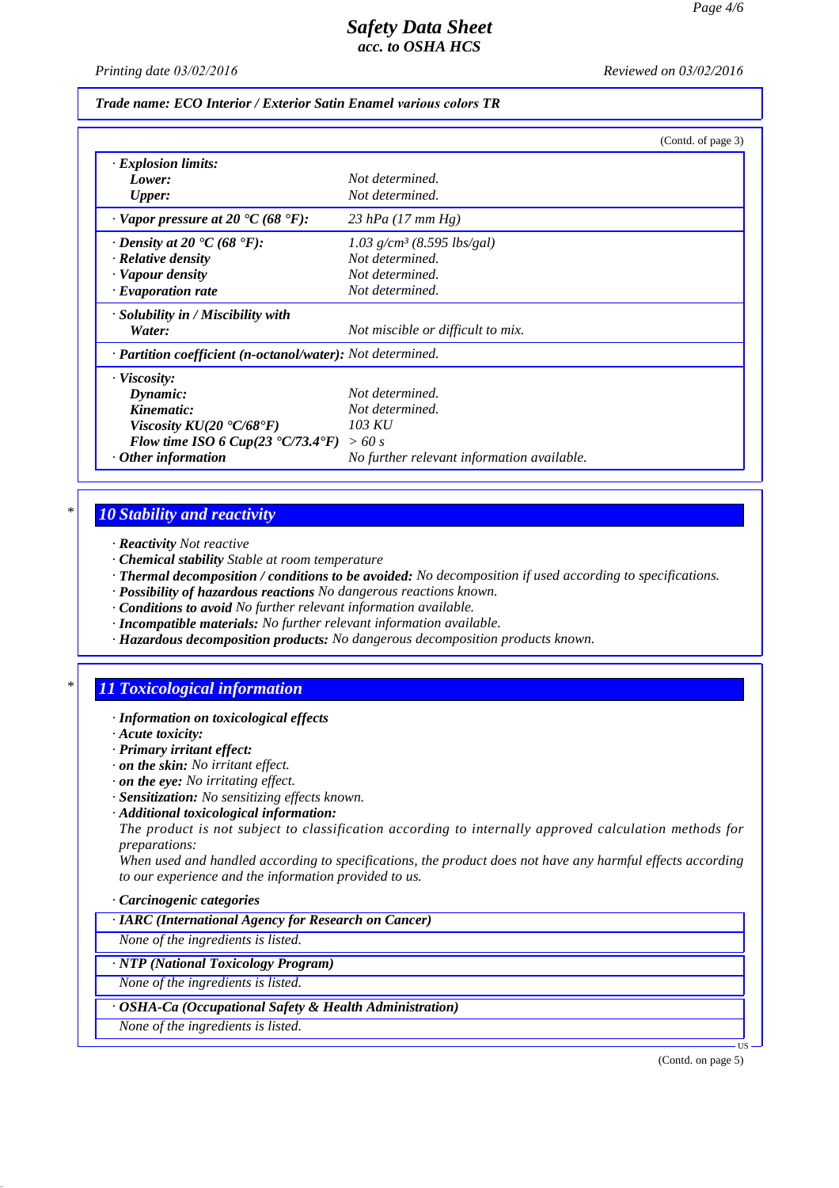*Trade name: ECO Interior / Exterior Satin Enamel various colors TR*

(Contd. of page 3)

| | |
|---|---|
| · **Explosion limits:** | |
| **Lower:** | Not determined. |
| **Upper:** | Not determined. |
| · **Vapor pressure at 20 °C (68 °F):** | 23 hPa (17 mm Hg) |
| · **Density at 20 °C (68 °F):** | 1.03 g/cm³ (8.595 lbs/gal) |
| · **Relative density** | Not determined. |
| · **Vapour density** | Not determined. |
| · **Evaporation rate** | Not determined. |
| · **Solubility in / Miscibility with** | |
| **Water:** | Not miscible or difficult to mix. |
| · **Partition coefficient (n-octanol/water):** | Not determined. |
| · **Viscosity:** | |
| **Dynamic:** | Not determined. |
| **Kinematic:** | Not determined. |
| **Viscosity KU(20 °C/68°F)** | 103 KU |
| **Flow time ISO 6 Cup(23 °C/73.4°F)** | > 60 s |
| · **Other information** | No further relevant information available. |

## * 10 Stability and reactivity

· **Reactivity** Not reactive
· **Chemical stability** Stable at room temperature
· **Thermal decomposition / conditions to be avoided:** No decomposition if used according to specifications.
· **Possibility of hazardous reactions** No dangerous reactions known.
· **Conditions to avoid** No further relevant information available.
· **Incompatible materials:** No further relevant information available.
· **Hazardous decomposition products:** No dangerous decomposition products known.

## * 11 Toxicological information

· **Information on toxicological effects**
· **Acute toxicity:**
· **Primary irritant effect:**
· **on the skin:** No irritant effect.
· **on the eye:** No irritating effect.
· **Sensitization:** No sensitizing effects known.
· **Additional toxicological information:**
The product is not subject to classification according to internally approved calculation methods for preparations:
When used and handled according to specifications, the product does not have any harmful effects according to our experience and the information provided to us.

· **Carcinogenic categories**

· **IARC (International Agency for Research on Cancer)**
None of the ingredients is listed.

· **NTP (National Toxicology Program)**
None of the ingredients is listed.

· **OSHA-Ca (Occupational Safety & Health Administration)**
None of the ingredients is listed.

(Contd. on page 5)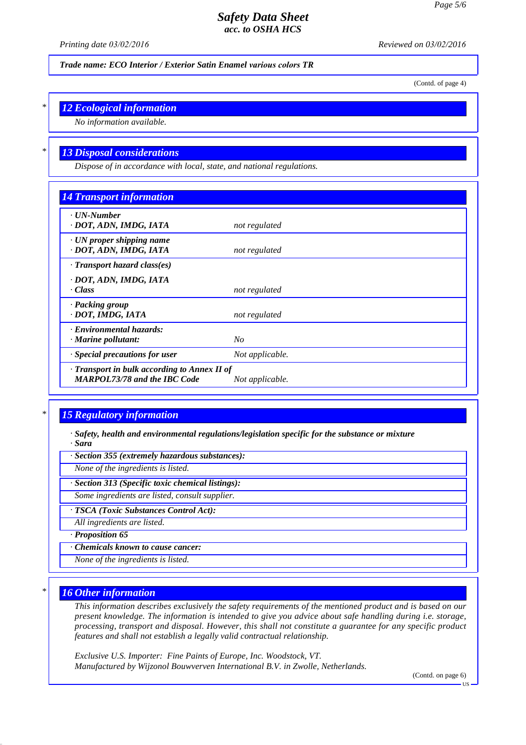Trade name: ECO Interior / Exterior Satin Enamel various colors TR

(Contd. of page 4)

## 12 Ecological information

No information available.

## 13 Disposal considerations

Dispose of in accordance with local, state, and national regulations.

## 14 Transport information

| | |
|---|---|
| · UN-Number<br>· DOT, ADN, IMDG, IATA | not regulated |
| · UN proper shipping name<br>· DOT, ADN, IMDG, IATA | not regulated |
| · Transport hazard class(es)<br>· DOT, ADN, IMDG, IATA<br>· Class | not regulated |
| · Packing group<br>· DOT, IMDG, IATA | not regulated |
| · Environmental hazards:<br>· Marine pollutant: | No |
| · Special precautions for user | Not applicable. |
| · Transport in bulk according to Annex II of MARPOL73/78 and the IBC Code | Not applicable. |

## 15 Regulatory information

· **Safety, health and environmental regulations/legislation specific for the substance or mixture**

· **Sara**

· **Section 355 (extremely hazardous substances):**

None of the ingredients is listed.

· **Section 313 (Specific toxic chemical listings):**

Some ingredients are listed, consult supplier.

· **TSCA (Toxic Substances Control Act):**

All ingredients are listed.

· **Proposition 65**

· **Chemicals known to cause cancer:**

None of the ingredients is listed.

## 16 Other information

This information describes exclusively the safety requirements of the mentioned product and is based on our present knowledge. The information is intended to give you advice about safe handling during i.e. storage, processing, transport and disposal. However, this shall not constitute a guarantee for any specific product features and shall not establish a legally valid contractual relationship.

Exclusive U.S. Importer: Fine Paints of Europe, Inc. Woodstock, VT.
Manufactured by Wijzonol Bouwverven International B.V. in Zwolle, Netherlands.

(Contd. on page 6)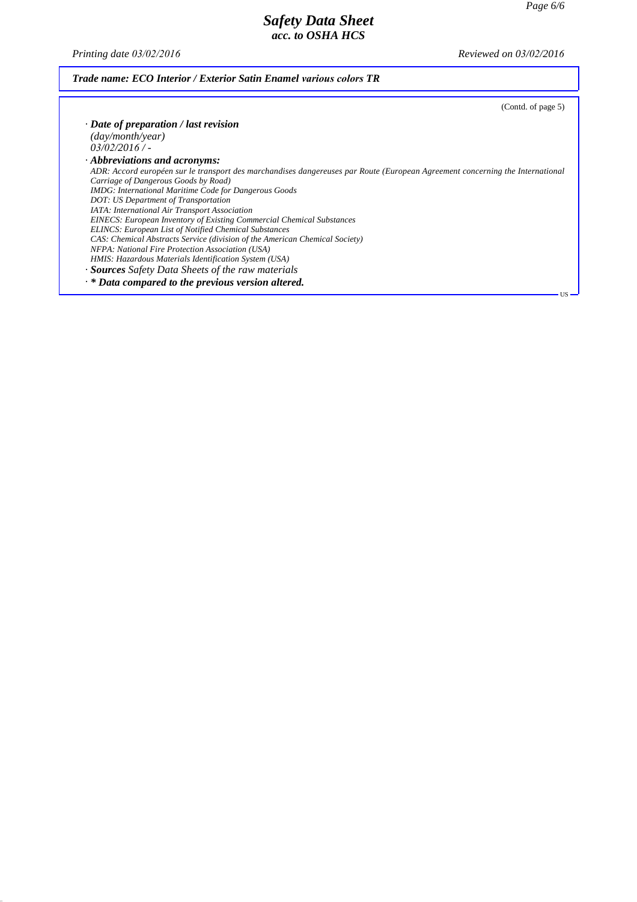*Trade name: ECO Interior / Exterior Satin Enamel various colors TR*

(Contd. of page 5)

· ***Date of preparation / last revision***
*(day/month/year)*
*03/02/2016 / -*

· ***Abbreviations and acronyms:***
*ADR: Accord européen sur le transport des marchandises dangereuses par Route (European Agreement concerning the International Carriage of Dangerous Goods by Road)*
*IMDG: International Maritime Code for Dangerous Goods*
*DOT: US Department of Transportation*
*IATA: International Air Transport Association*
*EINECS: European Inventory of Existing Commercial Chemical Substances*
*ELINCS: European List of Notified Chemical Substances*
*CAS: Chemical Abstracts Service (division of the American Chemical Society)*
*NFPA: National Fire Protection Association (USA)*
*HMIS: Hazardous Materials Identification System (USA)*

· ***Sources*** *Safety Data Sheets of the raw materials*

· ***\* Data compared to the previous version altered.***

US